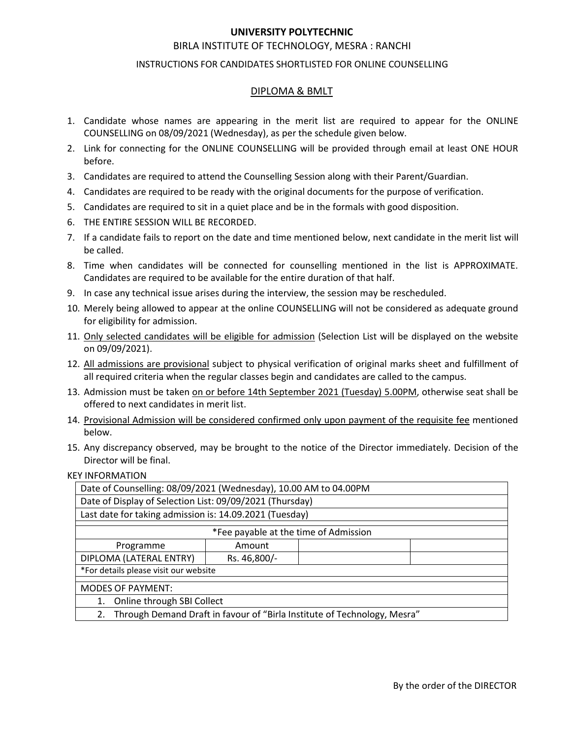# UNIVERSITY POLYTECHNIC

## BIRLA INSTITUTE OF TECHNOLOGY, MESRA : RANCHI

### INSTRUCTIONS FOR CANDIDATES SHORTLISTED FOR ONLINE COUNSELLING

### DIPLOMA & BMLT

1. Candidate whose names are appearing in the merit list are required to appear for the ONLINE COUNSELLING on 08/09/2021 (Wednesday), as per the schedule given below.
2. Link for connecting for the ONLINE COUNSELLING will be provided through email at least ONE HOUR before.
3. Candidates are required to attend the Counselling Session along with their Parent/Guardian.
4. Candidates are required to be ready with the original documents for the purpose of verification.
5. Candidates are required to sit in a quiet place and be in the formals with good disposition.
6. THE ENTIRE SESSION WILL BE RECORDED.
7. If a candidate fails to report on the date and time mentioned below, next candidate in the merit list will be called.
8. Time when candidates will be connected for counselling mentioned in the list is APPROXIMATE. Candidates are required to be available for the entire duration of that half.
9. In case any technical issue arises during the interview, the session may be rescheduled.
10. Merely being allowed to appear at the online COUNSELLING will not be considered as adequate ground for eligibility for admission.
11. Only selected candidates will be eligible for admission (Selection List will be displayed on the website on 09/09/2021).
12. All admissions are provisional subject to physical verification of original marks sheet and fulfillment of all required criteria when the regular classes begin and candidates are called to the campus.
13. Admission must be taken on or before 14th September 2021 (Tuesday) 5.00PM, otherwise seat shall be offered to next candidates in merit list.
14. Provisional Admission will be considered confirmed only upon payment of the requisite fee mentioned below.
15. Any discrepancy observed, may be brought to the notice of the Director immediately. Decision of the Director will be final.

KEY INFORMATION

| Date of Counselling: 08/09/2021 (Wednesday), 10.00 AM to 04.00PM | | | |
|---|---|---|---|
| Date of Display of Selection List: 09/09/2021 (Thursday) | | | |
| Last date for taking admission is: 14.09.2021 (Tuesday) | | | |
| *Fee payable at the time of Admission | | | |
| Programme | Amount | | |
| DIPLOMA (LATERAL ENTRY) | Rs. 46,800/- | | |
| *For details please visit our website | | | |
| MODES OF PAYMENT: | | | |
| 1. Online through SBI Collect | | | |
| 2. Through Demand Draft in favour of "Birla Institute of Technology, Mesra" | | | |

By the order of the DIRECTOR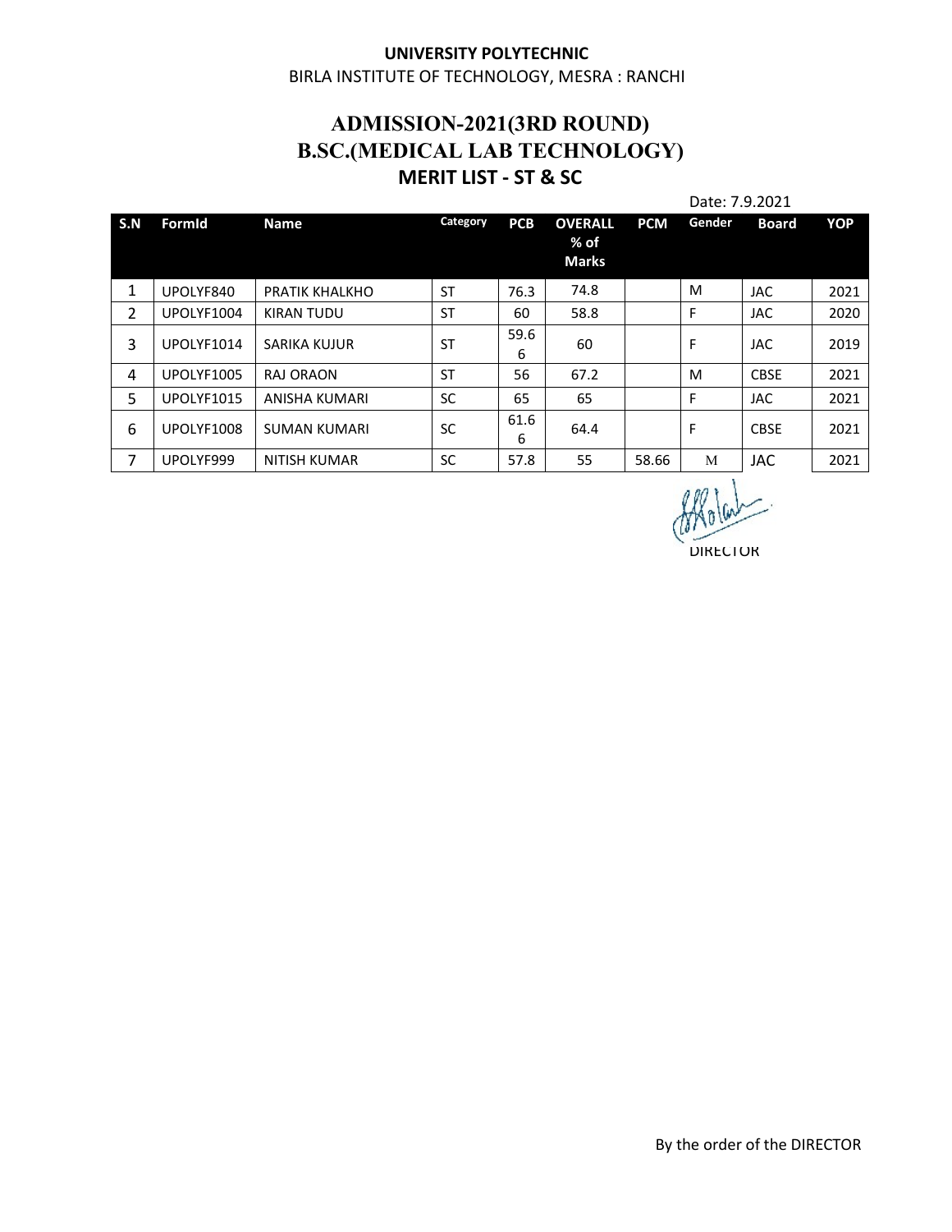**UNIVERSITY POLYTECHNIC**

BIRLA INSTITUTE OF TECHNOLOGY, MESRA : RANCHI

# ADMISSION-2021(3RD ROUND)
# B.SC.(MEDICAL LAB TECHNOLOGY)
## MERIT LIST - ST & SC

Date: 7.9.2021

| S.N | FormId | Name | Category | PCB | OVERALL % of Marks | PCM | Gender | Board | YOP |
|---|---|---|---|---|---|---|---|---|---|
| 1 | UPOLYF840 | PRATIK KHALKHO | ST | 76.3 | 74.8 | | M | JAC | 2021 |
| 2 | UPOLYF1004 | KIRAN TUDU | ST | 60 | 58.8 | | F | JAC | 2020 |
| 3 | UPOLYF1014 | SARIKA KUJUR | ST | 59.66 | 60 | | F | JAC | 2019 |
| 4 | UPOLYF1005 | RAJ ORAON | ST | 56 | 67.2 | | M | CBSE | 2021 |
| 5 | UPOLYF1015 | ANISHA KUMARI | SC | 65 | 65 | | F | JAC | 2021 |
| 6 | UPOLYF1008 | SUMAN KUMARI | SC | 61.66 | 64.4 | | F | CBSE | 2021 |
| 7 | UPOLYF999 | NITISH KUMAR | SC | 57.8 | 55 | 58.66 | M | JAC | 2021 |

DIRECTOR

By the order of the DIRECTOR